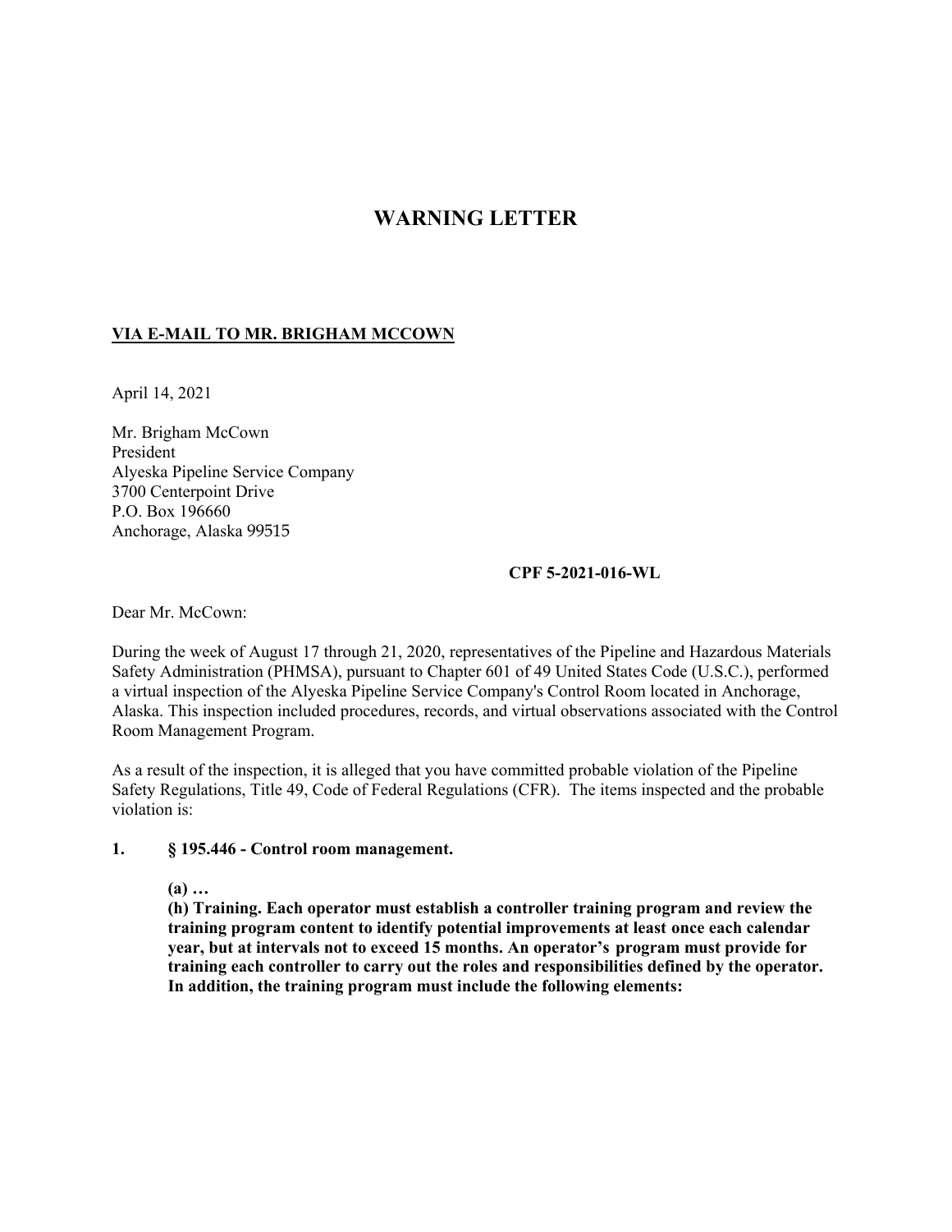# WARNING LETTER

**VIA E-MAIL TO MR. BRIGHAM MCCOWN**

April 14, 2021

Mr. Brigham McCown
President
Alyeska Pipeline Service Company
3700 Centerpoint Drive
P.O. Box 196660
Anchorage, Alaska 99515

**CPF 5-2021-016-WL**

Dear Mr. McCown:

During the week of August 17 through 21, 2020, representatives of the Pipeline and Hazardous Materials Safety Administration (PHMSA), pursuant to Chapter 601 of 49 United States Code (U.S.C.), performed a virtual inspection of the Alyeska Pipeline Service Company's Control Room located in Anchorage, Alaska. This inspection included procedures, records, and virtual observations associated with the Control Room Management Program.

As a result of the inspection, it is alleged that you have committed probable violation of the Pipeline Safety Regulations, Title 49, Code of Federal Regulations (CFR). The items inspected and the probable violation is:

**1. § 195.446 - Control room management.**

**(a) …**
**(h) Training. Each operator must establish a controller training program and review the training program content to identify potential improvements at least once each calendar year, but at intervals not to exceed 15 months. An operator's program must provide for training each controller to carry out the roles and responsibilities defined by the operator. In addition, the training program must include the following elements:**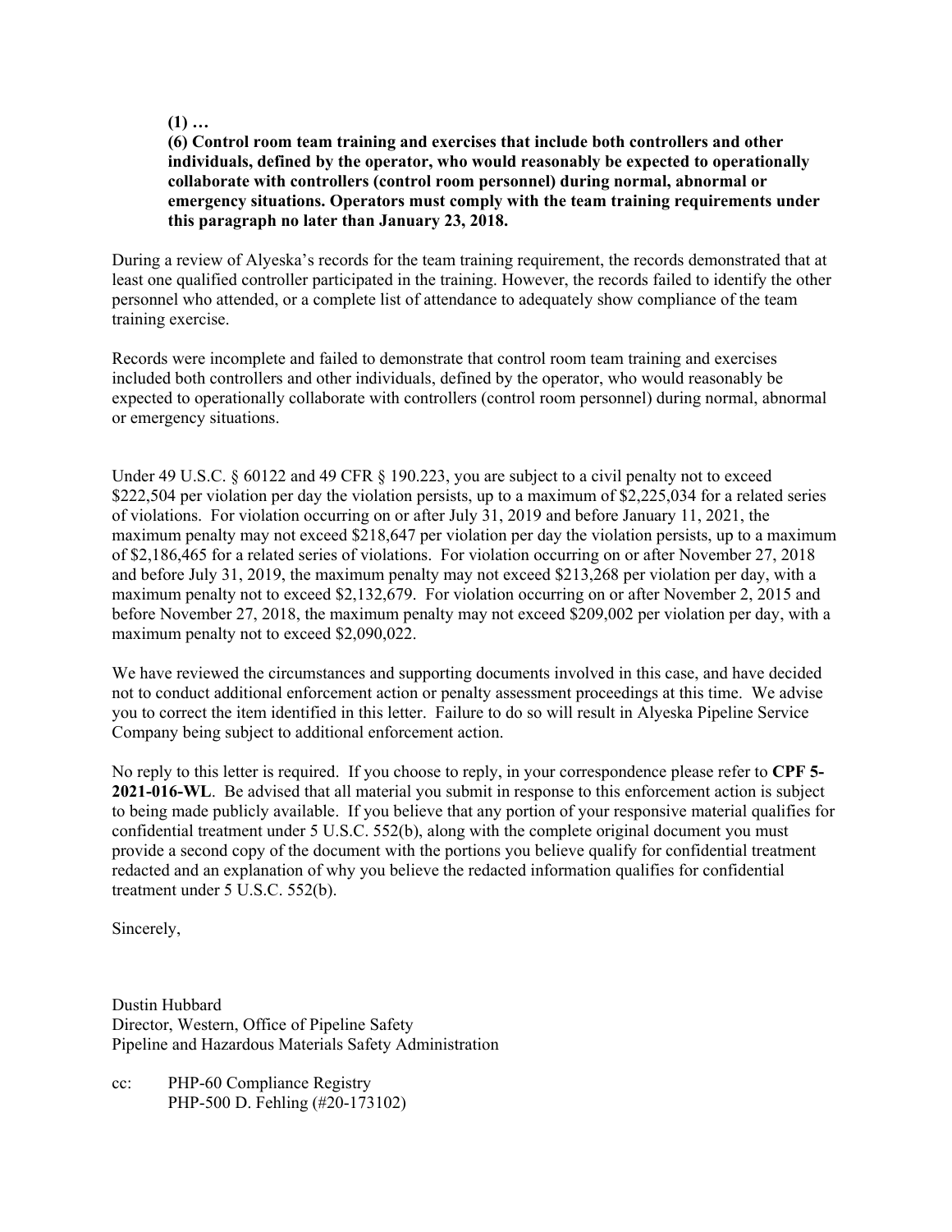**(1) …**
**(6) Control room team training and exercises that include both controllers and other individuals, defined by the operator, who would reasonably be expected to operationally collaborate with controllers (control room personnel) during normal, abnormal or emergency situations. Operators must comply with the team training requirements under this paragraph no later than January 23, 2018.**

During a review of Alyeska's records for the team training requirement, the records demonstrated that at least one qualified controller participated in the training. However, the records failed to identify the other personnel who attended, or a complete list of attendance to adequately show compliance of the team training exercise.

Records were incomplete and failed to demonstrate that control room team training and exercises included both controllers and other individuals, defined by the operator, who would reasonably be expected to operationally collaborate with controllers (control room personnel) during normal, abnormal or emergency situations.

Under 49 U.S.C. § 60122 and 49 CFR § 190.223, you are subject to a civil penalty not to exceed $222,504 per violation per day the violation persists, up to a maximum of $2,225,034 for a related series of violations. For violation occurring on or after July 31, 2019 and before January 11, 2021, the maximum penalty may not exceed $218,647 per violation per day the violation persists, up to a maximum of $2,186,465 for a related series of violations. For violation occurring on or after November 27, 2018 and before July 31, 2019, the maximum penalty may not exceed $213,268 per violation per day, with a maximum penalty not to exceed $2,132,679. For violation occurring on or after November 2, 2015 and before November 27, 2018, the maximum penalty may not exceed $209,002 per violation per day, with a maximum penalty not to exceed $2,090,022.

We have reviewed the circumstances and supporting documents involved in this case, and have decided not to conduct additional enforcement action or penalty assessment proceedings at this time. We advise you to correct the item identified in this letter. Failure to do so will result in Alyeska Pipeline Service Company being subject to additional enforcement action.

No reply to this letter is required. If you choose to reply, in your correspondence please refer to **CPF 5-2021-016-WL**. Be advised that all material you submit in response to this enforcement action is subject to being made publicly available. If you believe that any portion of your responsive material qualifies for confidential treatment under 5 U.S.C. 552(b), along with the complete original document you must provide a second copy of the document with the portions you believe qualify for confidential treatment redacted and an explanation of why you believe the redacted information qualifies for confidential treatment under 5 U.S.C. 552(b).

Sincerely,

Dustin Hubbard
Director, Western, Office of Pipeline Safety
Pipeline and Hazardous Materials Safety Administration

cc: PHP-60 Compliance Registry
PHP-500 D. Fehling (#20-173102)